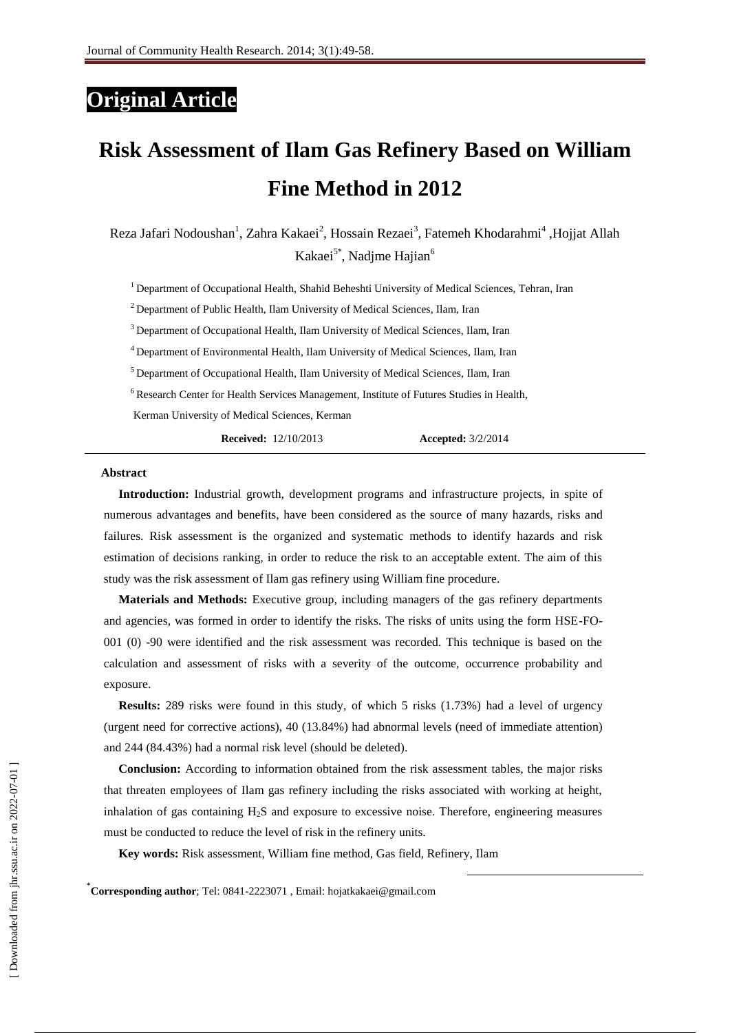**Original Article**

# Risk Assessment of Ilam Gas Refinery Based on William Fine Method in 2012

Reza Jafari Nodoushan[1], Zahra Kakaei[2], Hossain Rezaei[3], Fatemeh Khodarahmi[4], Hojjat Allah Kakaei[5*], Nadjme Hajian[6]

[1] Department of Occupational Health, Shahid Beheshti University of Medical Sciences, Tehran, Iran

[2] Department of Public Health, Ilam University of Medical Sciences, Ilam, Iran

[3] Department of Occupational Health, Ilam University of Medical Sciences, Ilam, Iran

[4] Department of Environmental Health, Ilam University of Medical Sciences, Ilam, Iran

[5] Department of Occupational Health, Ilam University of Medical Sciences, Ilam, Iran

[6] Research Center for Health Services Management, Institute of Futures Studies in Health, Kerman University of Medical Sciences, Kerman

**Received:** 12/10/2013 **Accepted:** 3/2/2014

### Abstract

**Introduction:** Industrial growth, development programs and infrastructure projects, in spite of numerous advantages and benefits, have been considered as the source of many hazards, risks and failures. Risk assessment is the organized and systematic methods to identify hazards and risk estimation of decisions ranking, in order to reduce the risk to an acceptable extent. The aim of this study was the risk assessment of Ilam gas refinery using William fine procedure.

**Materials and Methods:** Executive group, including managers of the gas refinery departments and agencies, was formed in order to identify the risks. The risks of units using the form HSE-FO-001 (0) -90 were identified and the risk assessment was recorded. This technique is based on the calculation and assessment of risks with a severity of the outcome, occurrence probability and exposure.

**Results:** 289 risks were found in this study, of which 5 risks (1.73%) had a level of urgency (urgent need for corrective actions), 40 (13.84%) had abnormal levels (need of immediate attention) and 244 (84.43%) had a normal risk level (should be deleted).

**Conclusion:** According to information obtained from the risk assessment tables, the major risks that threaten employees of Ilam gas refinery including the risks associated with working at height, inhalation of gas containing $H_2S$ and exposure to excessive noise. Therefore, engineering measures must be conducted to reduce the level of risk in the refinery units.

**Key words:** Risk assessment, William fine method, Gas field, Refinery, Ilam

*Corresponding author; Tel: 0841-2223071 , Email: hojatkakaei@gmail.com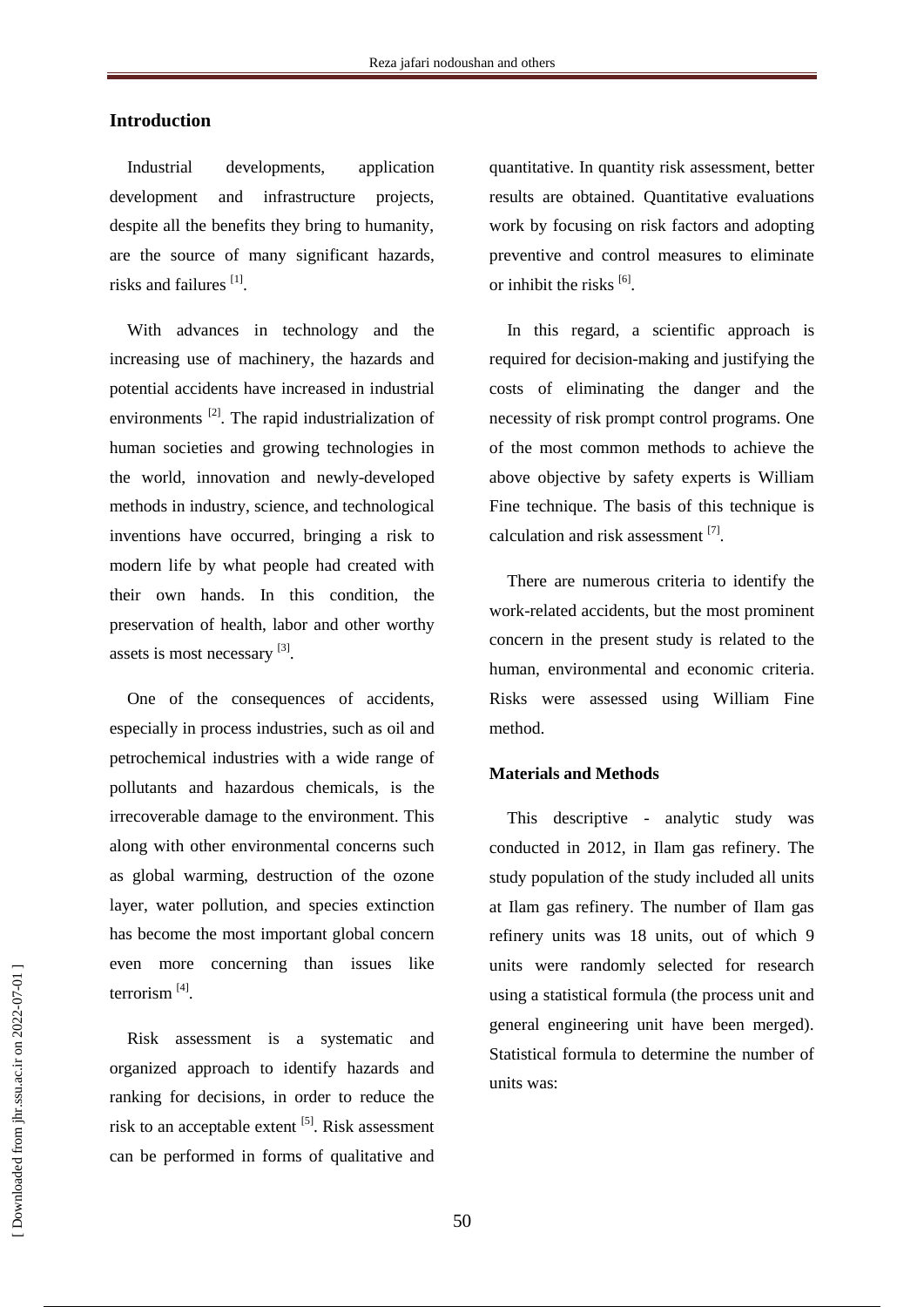## Introduction

Industrial developments, application development and infrastructure projects, despite all the benefits they bring to humanity, are the source of many significant hazards, risks and failures [1].

With advances in technology and the increasing use of machinery, the hazards and potential accidents have increased in industrial environments [2]. The rapid industrialization of human societies and growing technologies in the world, innovation and newly-developed methods in industry, science, and technological inventions have occurred, bringing a risk to modern life by what people had created with their own hands. In this condition, the preservation of health, labor and other worthy assets is most necessary [3].

One of the consequences of accidents, especially in process industries, such as oil and petrochemical industries with a wide range of pollutants and hazardous chemicals, is the irrecoverable damage to the environment. This along with other environmental concerns such as global warming, destruction of the ozone layer, water pollution, and species extinction has become the most important global concern even more concerning than issues like terrorism [4].

Risk assessment is a systematic and organized approach to identify hazards and ranking for decisions, in order to reduce the risk to an acceptable extent [5]. Risk assessment can be performed in forms of qualitative and quantitative. In quantity risk assessment, better results are obtained. Quantitative evaluations work by focusing on risk factors and adopting preventive and control measures to eliminate or inhibit the risks [6].

In this regard, a scientific approach is required for decision-making and justifying the costs of eliminating the danger and the necessity of risk prompt control programs. One of the most common methods to achieve the above objective by safety experts is William Fine technique. The basis of this technique is calculation and risk assessment [7].

There are numerous criteria to identify the work-related accidents, but the most prominent concern in the present study is related to the human, environmental and economic criteria. Risks were assessed using William Fine method.

## Materials and Methods

This descriptive - analytic study was conducted in 2012, in Ilam gas refinery. The study population of the study included all units at Ilam gas refinery. The number of Ilam gas refinery units was 18 units, out of which 9 units were randomly selected for research using a statistical formula (the process unit and general engineering unit have been merged). Statistical formula to determine the number of units was: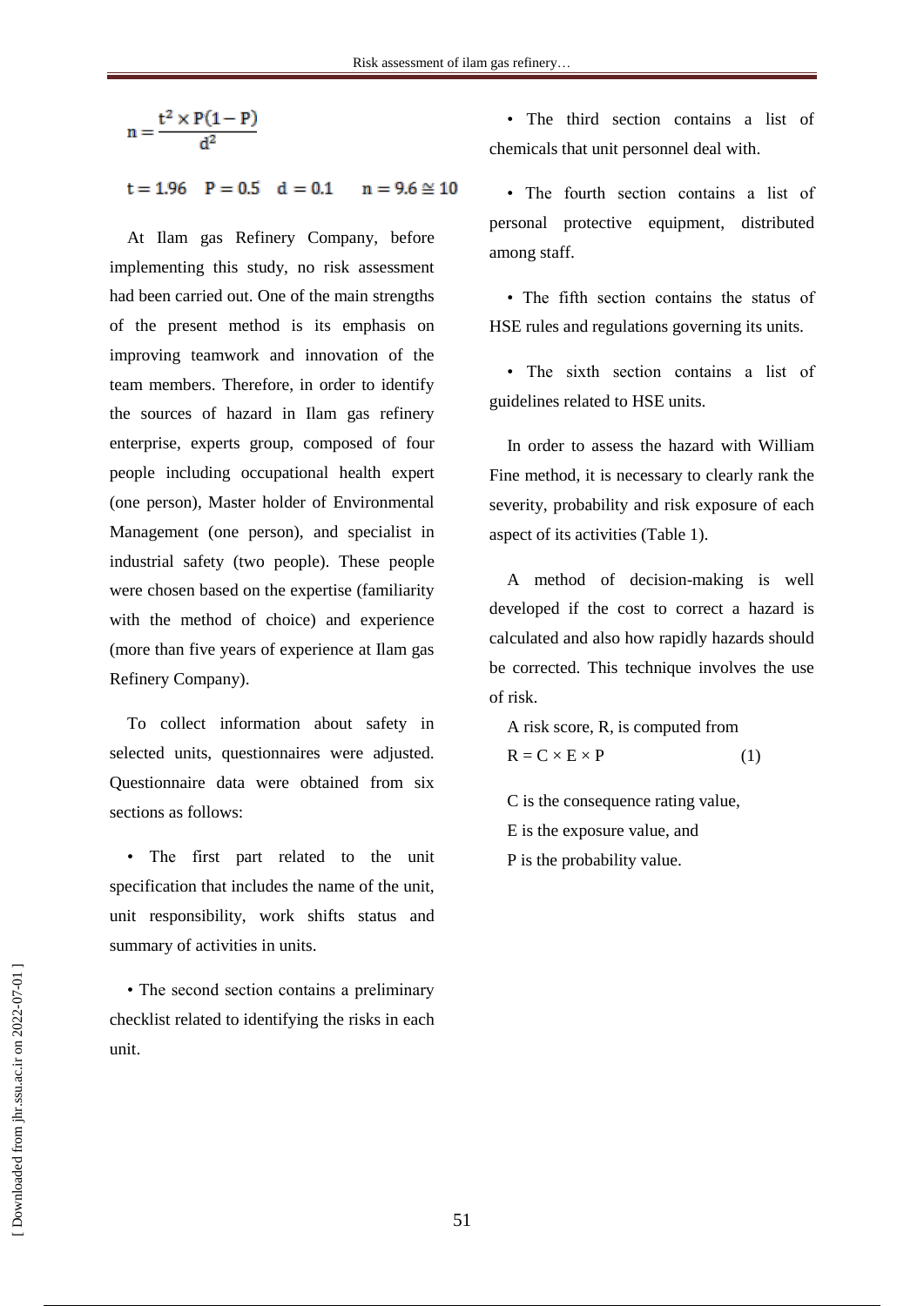$$n = \frac{t^2 \times P(1-P)}{d^2}$$

$$t = 1.96 \quad P = 0.5 \quad d = 0.1 \quad n = 9.6 \cong 10$$

At Ilam gas Refinery Company, before implementing this study, no risk assessment had been carried out. One of the main strengths of the present method is its emphasis on improving teamwork and innovation of the team members. Therefore, in order to identify the sources of hazard in Ilam gas refinery enterprise, experts group, composed of four people including occupational health expert (one person), Master holder of Environmental Management (one person), and specialist in industrial safety (two people). These people were chosen based on the expertise (familiarity with the method of choice) and experience (more than five years of experience at Ilam gas Refinery Company).

To collect information about safety in selected units, questionnaires were adjusted. Questionnaire data were obtained from six sections as follows:

- The first part related to the unit specification that includes the name of the unit, unit responsibility, work shifts status and summary of activities in units.
- The second section contains a preliminary checklist related to identifying the risks in each unit.
- The third section contains a list of chemicals that unit personnel deal with.
- The fourth section contains a list of personal protective equipment, distributed among staff.
- The fifth section contains the status of HSE rules and regulations governing its units.
- The sixth section contains a list of guidelines related to HSE units.

In order to assess the hazard with William Fine method, it is necessary to clearly rank the severity, probability and risk exposure of each aspect of its activities (Table 1).

A method of decision-making is well developed if the cost to correct a hazard is calculated and also how rapidly hazards should be corrected. This technique involves the use of risk.

A risk score, R, is computed from

$$R = C \times E \times P \qquad (1)$$

C is the consequence rating value,

E is the exposure value, and

P is the probability value.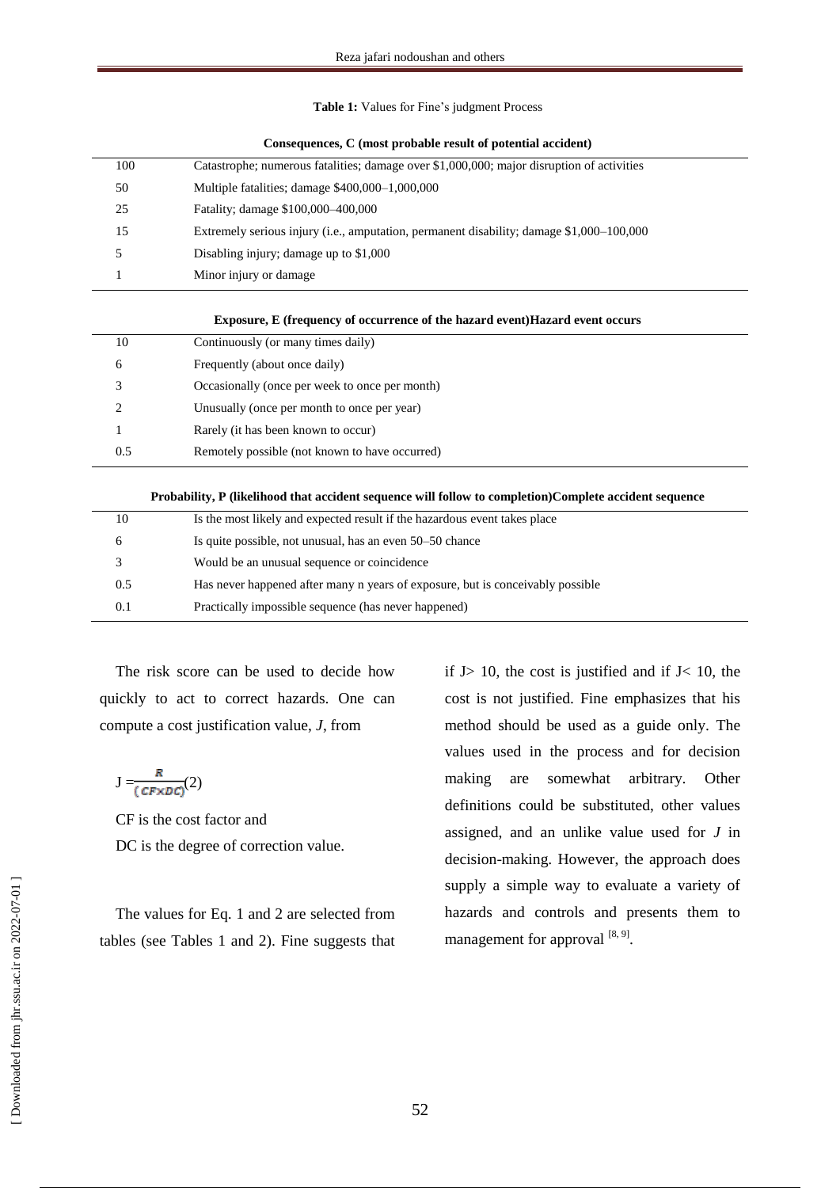**Table 1:** Values for Fine's judgment Process

| Consequences, C (most probable result of potential accident) | |
|---|---|
| 100 | Catastrophe; numerous fatalities; damage over $1,000,000; major disruption of activities |
| 50 | Multiple fatalities; damage $400,000–1,000,000 |
| 25 | Fatality; damage $100,000–400,000 |
| 15 | Extremely serious injury (i.e., amputation, permanent disability; damage $1,000–100,000 |
| 5 | Disabling injury; damage up to $1,000 |
| 1 | Minor injury or damage |
| **Exposure, E (frequency of occurrence of the hazard event)Hazard event occurs** | |
| 10 | Continuously (or many times daily) |
| 6 | Frequently (about once daily) |
| 3 | Occasionally (once per week to once per month) |
| 2 | Unusually (once per month to once per year) |
| 1 | Rarely (it has been known to occur) |
| 0.5 | Remotely possible (not known to have occurred) |
| **Probability, P (likelihood that accident sequence will follow to completion)Complete accident sequence** | |
| 10 | Is the most likely and expected result if the hazardous event takes place |
| 6 | Is quite possible, not unusual, has an even 50–50 chance |
| 3 | Would be an unusual sequence or coincidence |
| 0.5 | Has never happened after many n years of exposure, but is conceivably possible |
| 0.1 | Practically impossible sequence (has never happened) |

The risk score can be used to decide how quickly to act to correct hazards. One can compute a cost justification value, *J*, from

$$J = \frac{R}{(CF \times DC)} \quad (2)$$

CF is the cost factor and

DC is the degree of correction value.

The values for Eq. 1 and 2 are selected from tables (see Tables 1 and 2). Fine suggests that if $J > 10$, the cost is justified and if $J < 10$, the cost is not justified. Fine emphasizes that his method should be used as a guide only. The values used in the process and for decision making are somewhat arbitrary. Other definitions could be substituted, other values assigned, and an unlike value used for *J* in decision-making. However, the approach does supply a simple way to evaluate a variety of hazards and controls and presents them to management for approval [8, 9].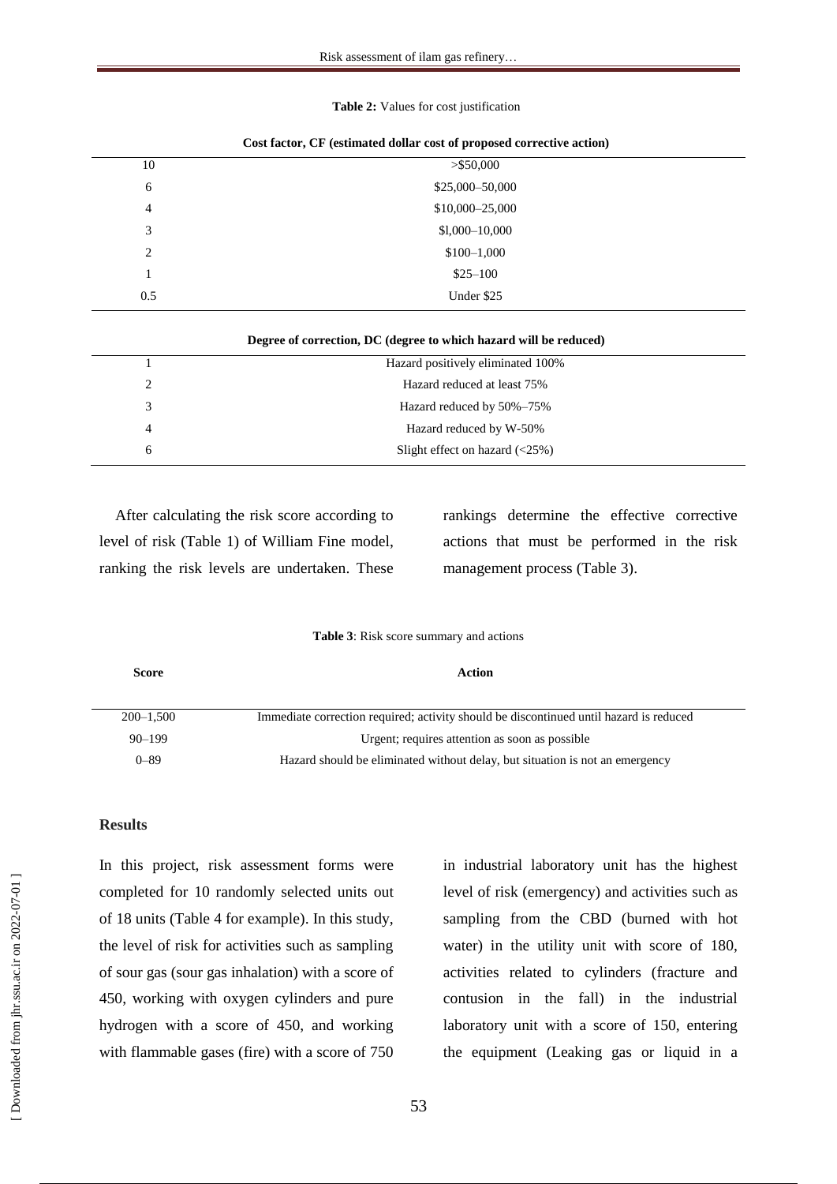**Table 2:** Values for cost justification

| Cost factor, CF (estimated dollar cost of proposed corrective action) | |
|---|---|
| 10 | >$50,000 |
| 6 | $25,000–50,000 |
| 4 | $10,000–25,000 |
| 3 | $l,000–10,000 |
| 2 | $100–1,000 |
| 1 | $25–100 |
| 0.5 | Under $25 |

| Degree of correction, DC (degree to which hazard will be reduced) | |
|---|---|
| 1 | Hazard positively eliminated 100% |
| 2 | Hazard reduced at least 75% |
| 3 | Hazard reduced by 50%–75% |
| 4 | Hazard reduced by W-50% |
| 6 | Slight effect on hazard (<25%) |

After calculating the risk score according to level of risk (Table 1) of William Fine model, ranking the risk levels are undertaken. These rankings determine the effective corrective actions that must be performed in the risk management process (Table 3).

**Table 3**: Risk score summary and actions

| Score | Action |
|---|---|
| 200–1,500 | Immediate correction required; activity should be discontinued until hazard is reduced |
| 90–199 | Urgent; requires attention as soon as possible |
| 0–89 | Hazard should be eliminated without delay, but situation is not an emergency |

**Results**

In this project, risk assessment forms were completed for 10 randomly selected units out of 18 units (Table 4 for example). In this study, the level of risk for activities such as sampling of sour gas (sour gas inhalation) with a score of 450, working with oxygen cylinders and pure hydrogen with a score of 450, and working with flammable gases (fire) with a score of 750 in industrial laboratory unit has the highest level of risk (emergency) and activities such as sampling from the CBD (burned with hot water) in the utility unit with score of 180, activities related to cylinders (fracture and contusion in the fall) in the industrial laboratory unit with a score of 150, entering the equipment (Leaking gas or liquid in a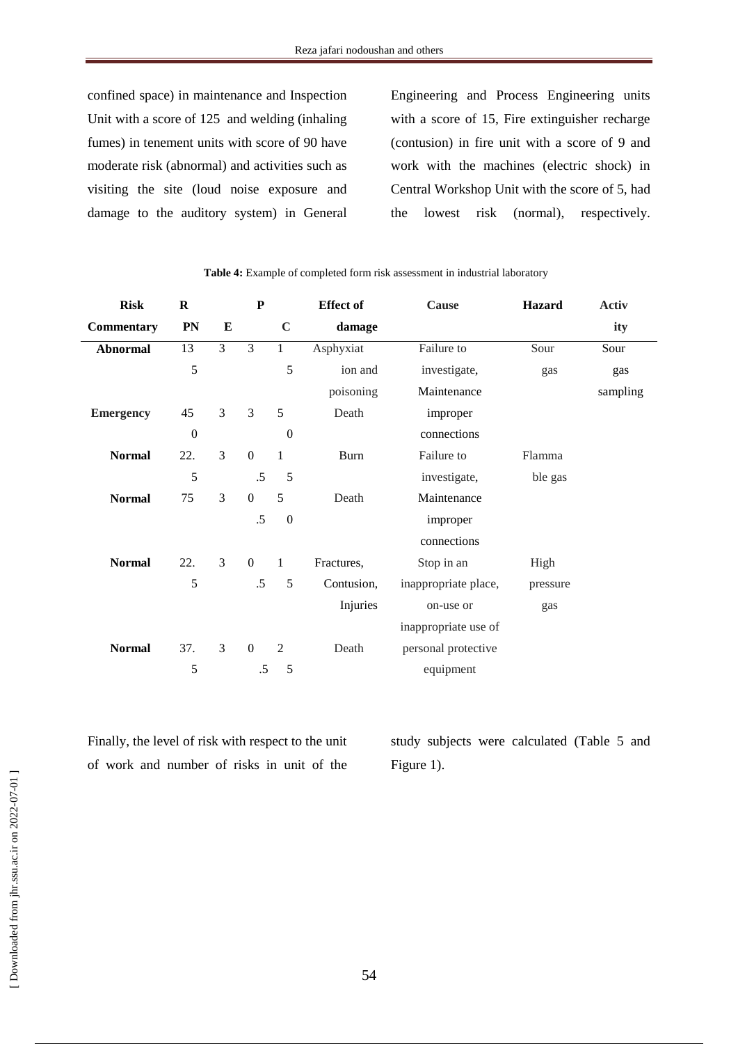confined space) in maintenance and Inspection Unit with a score of 125 and welding (inhaling fumes) in tenement units with score of 90 have moderate risk (abnormal) and activities such as visiting the site (loud noise exposure and damage to the auditory system) in General Engineering and Process Engineering units with a score of 15, Fire extinguisher recharge (contusion) in fire unit with a score of 9 and work with the machines (electric shock) in Central Workshop Unit with the score of 5, had the lowest risk (normal), respectively.

**Table 4:** Example of completed form risk assessment in industrial laboratory

| Risk Commentary | RPN | E | P | C | Effect of damage | Cause | Hazard | Activity |
|---|---|---|---|---|---|---|---|---|
| **Abnormal** | 135 | 3 | 3 | 15 | Asphyxiation and poisoning | Failure to investigate, Maintenance improper connections | Sour gas | Sour gas sampling |
| **Emergency** | 450 | 3 | 3 | 50 | Death | | | |
| **Normal** | 22.5 | 3 | 0.5 | 15 | Burn | Failure to investigate, Maintenance improper connections | Flammable gas | |
| **Normal** | 75 | 3 | 0.5 | 50 | Death | | | |
| **Normal** | 22.5 | 3 | 0.5 | 15 | Fractures, Contusion, Injuries | Stop in an inappropriate place, on-use or inappropriate use of personal protective equipment | High pressure gas | |
| **Normal** | 37.5 | 3 | 0.5 | 25 | Death | | | |

Finally, the level of risk with respect to the unit of work and number of risks in unit of the study subjects were calculated (Table 5 and Figure 1).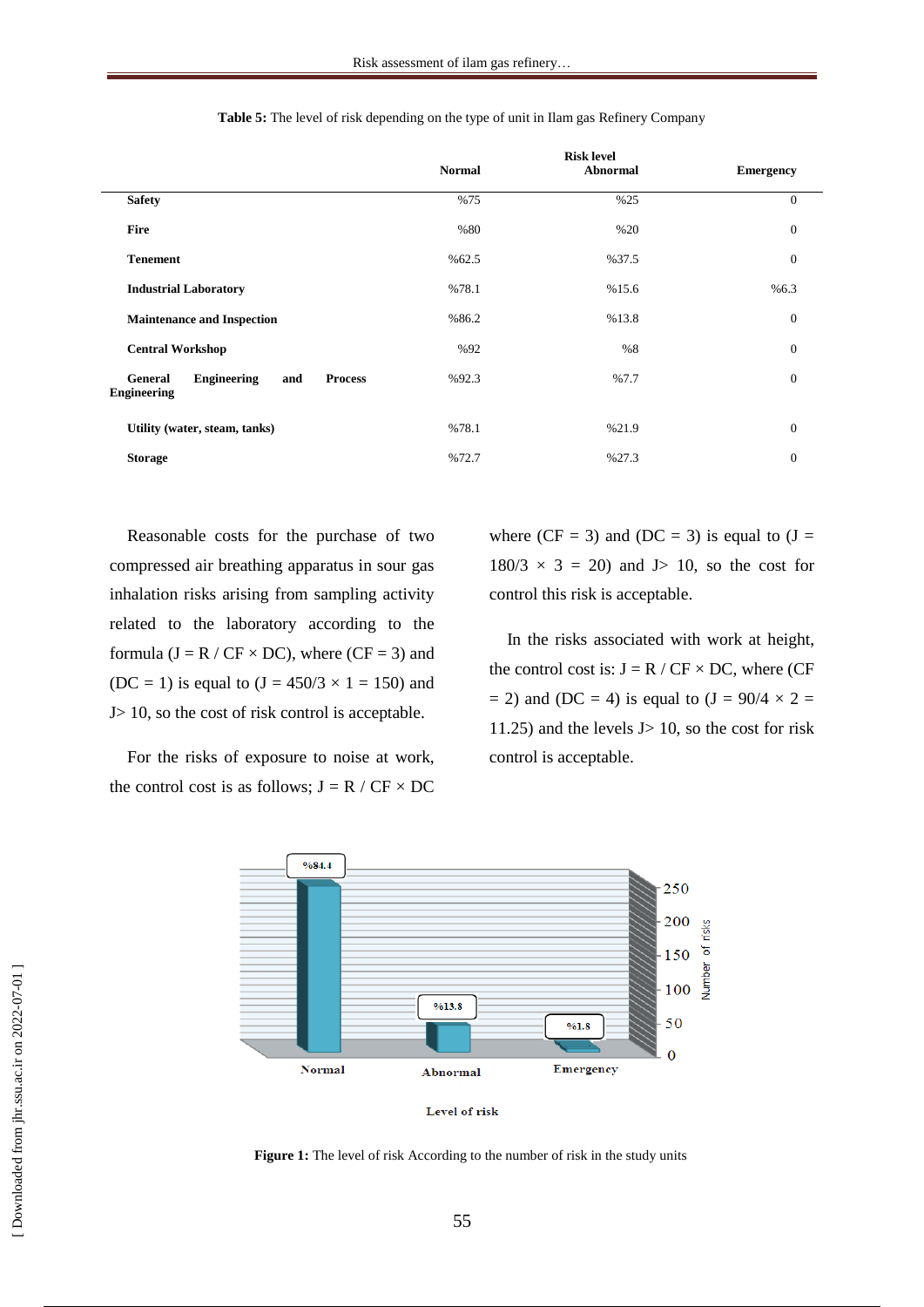**Table 5:** The level of risk depending on the type of unit in Ilam gas Refinery Company

| | Risk level | | |
|---|---|---|---|
| | Normal | Abnormal | Emergency |
| **Safety** | %75 | %25 | 0 |
| **Fire** | %80 | %20 | 0 |
| **Tenement** | %62.5 | %37.5 | 0 |
| **Industrial Laboratory** | %78.1 | %15.6 | %6.3 |
| **Maintenance and Inspection** | %86.2 | %13.8 | 0 |
| **Central Workshop** | %92 | %8 | 0 |
| **General Engineering and Process Engineering** | %92.3 | %7.7 | 0 |
| **Utility (water, steam, tanks)** | %78.1 | %21.9 | 0 |
| **Storage** | %72.7 | %27.3 | 0 |

Reasonable costs for the purchase of two compressed air breathing apparatus in sour gas inhalation risks arising from sampling activity related to the laboratory according to the formula (J = R / CF × DC), where (CF = 3) and (DC = 1) is equal to (J = 450/3 × 1 = 150) and J> 10, so the cost of risk control is acceptable.

For the risks of exposure to noise at work, the control cost is as follows; J = R / CF × DC where (CF = 3) and (DC = 3) is equal to (J = 180/3 × 3 = 20) and J> 10, so the cost for control this risk is acceptable.

In the risks associated with work at height, the control cost is: J = R / CF × DC, where (CF = 2) and (DC = 4) is equal to (J = 90/4 × 2 = 11.25) and the levels J> 10, so the cost for risk control is acceptable.

**Figure 1:** The level of risk According to the number of risk in the study units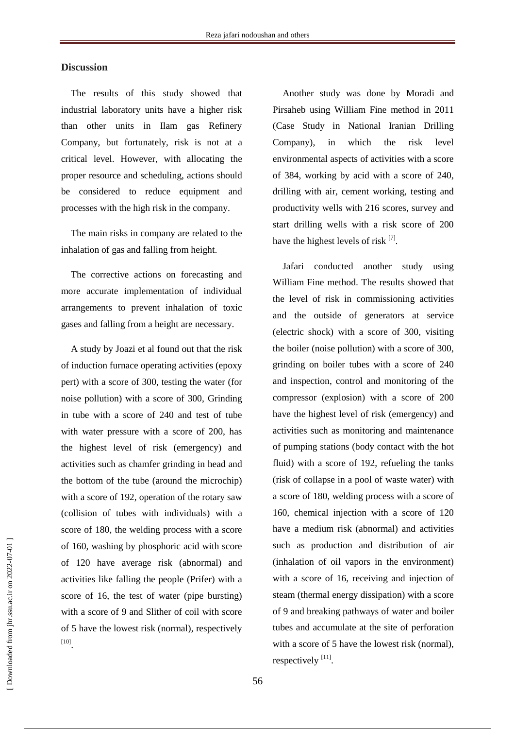## Discussion

The results of this study showed that industrial laboratory units have a higher risk than other units in Ilam gas Refinery Company, but fortunately, risk is not at a critical level. However, with allocating the proper resource and scheduling, actions should be considered to reduce equipment and processes with the high risk in the company.

The main risks in company are related to the inhalation of gas and falling from height.

The corrective actions on forecasting and more accurate implementation of individual arrangements to prevent inhalation of toxic gases and falling from a height are necessary.

A study by Joazi et al found out that the risk of induction furnace operating activities (epoxy pert) with a score of 300, testing the water (for noise pollution) with a score of 300, Grinding in tube with a score of 240 and test of tube with water pressure with a score of 200, has the highest level of risk (emergency) and activities such as chamfer grinding in head and the bottom of the tube (around the microchip) with a score of 192, operation of the rotary saw (collision of tubes with individuals) with a score of 180, the welding process with a score of 160, washing by phosphoric acid with score of 120 have average risk (abnormal) and activities like falling the people (Prifer) with a score of 16, the test of water (pipe bursting) with a score of 9 and Slither of coil with score of 5 have the lowest risk (normal), respectively [10].

Another study was done by Moradi and Pirsaheb using William Fine method in 2011 (Case Study in National Iranian Drilling Company), in which the risk level environmental aspects of activities with a score of 384, working by acid with a score of 240, drilling with air, cement working, testing and productivity wells with 216 scores, survey and start drilling wells with a risk score of 200 have the highest levels of risk [7].

Jafari conducted another study using William Fine method. The results showed that the level of risk in commissioning activities and the outside of generators at service (electric shock) with a score of 300, visiting the boiler (noise pollution) with a score of 300, grinding on boiler tubes with a score of 240 and inspection, control and monitoring of the compressor (explosion) with a score of 200 have the highest level of risk (emergency) and activities such as monitoring and maintenance of pumping stations (body contact with the hot fluid) with a score of 192, refueling the tanks (risk of collapse in a pool of waste water) with a score of 180, welding process with a score of 160, chemical injection with a score of 120 have a medium risk (abnormal) and activities such as production and distribution of air (inhalation of oil vapors in the environment) with a score of 16, receiving and injection of steam (thermal energy dissipation) with a score of 9 and breaking pathways of water and boiler tubes and accumulate at the site of perforation with a score of 5 have the lowest risk (normal), respectively [11].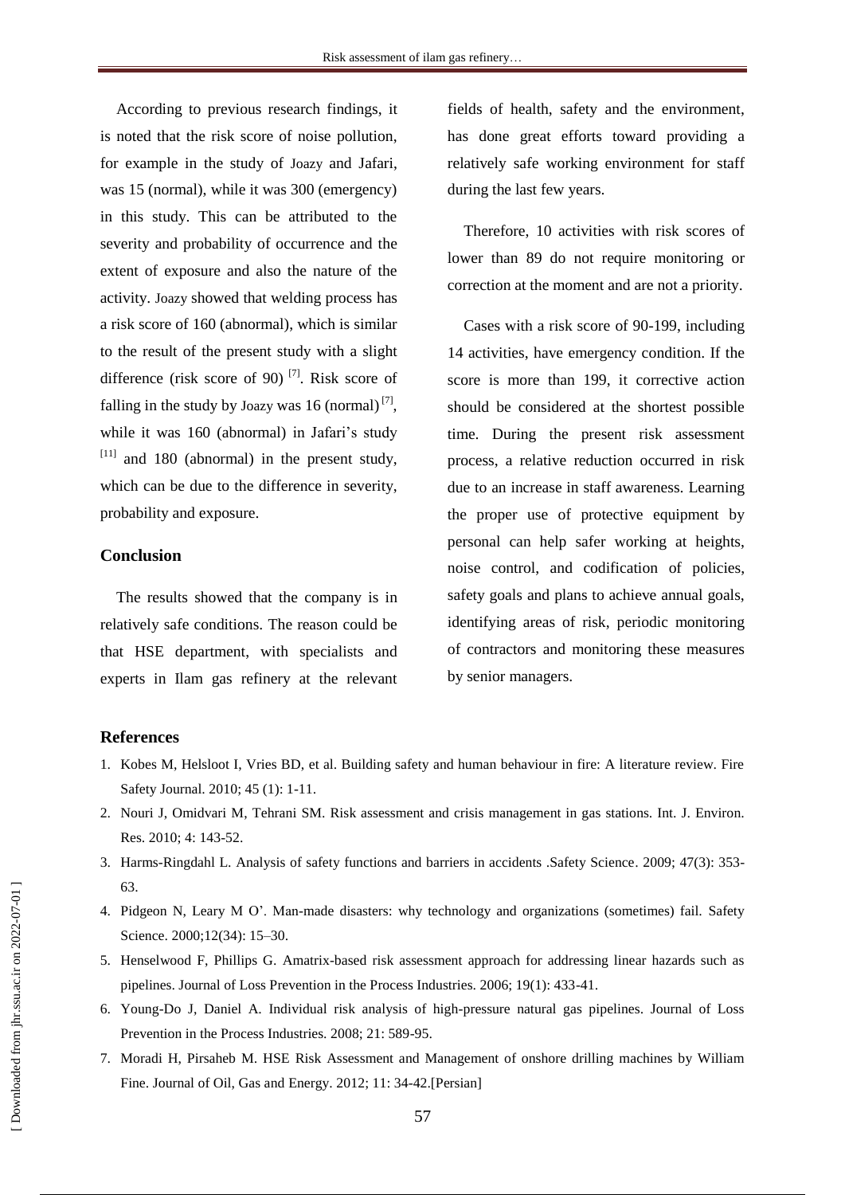According to previous research findings, it is noted that the risk score of noise pollution, for example in the study of Joazy and Jafari, was 15 (normal), while it was 300 (emergency) in this study. This can be attributed to the severity and probability of occurrence and the extent of exposure and also the nature of the activity. Joazy showed that welding process has a risk score of 160 (abnormal), which is similar to the result of the present study with a slight difference (risk score of 90) [7]. Risk score of falling in the study by Joazy was 16 (normal) [7], while it was 160 (abnormal) in Jafari's study [11] and 180 (abnormal) in the present study, which can be due to the difference in severity, probability and exposure.

## Conclusion

The results showed that the company is in relatively safe conditions. The reason could be that HSE department, with specialists and experts in Ilam gas refinery at the relevant fields of health, safety and the environment, has done great efforts toward providing a relatively safe working environment for staff during the last few years.

Therefore, 10 activities with risk scores of lower than 89 do not require monitoring or correction at the moment and are not a priority.

Cases with a risk score of 90-199, including 14 activities, have emergency condition. If the score is more than 199, it corrective action should be considered at the shortest possible time. During the present risk assessment process, a relative reduction occurred in risk due to an increase in staff awareness. Learning the proper use of protective equipment by personal can help safer working at heights, noise control, and codification of policies, safety goals and plans to achieve annual goals, identifying areas of risk, periodic monitoring of contractors and monitoring these measures by senior managers.

## References

1. Kobes M, Helsloot I, Vries BD, et al. Building safety and human behaviour in fire: A literature review. Fire Safety Journal. 2010; 45 (1): 1-11.
2. Nouri J, Omidvari M, Tehrani SM. Risk assessment and crisis management in gas stations. Int. J. Environ. Res. 2010; 4: 143-52.
3. Harms-Ringdahl L. Analysis of safety functions and barriers in accidents .Safety Science. 2009; 47(3): 353-63.
4. Pidgeon N, Leary M O'. Man-made disasters: why technology and organizations (sometimes) fail. Safety Science. 2000;12(34): 15–30.
5. Henselwood F, Phillips G. Amatrix-based risk assessment approach for addressing linear hazards such as pipelines. Journal of Loss Prevention in the Process Industries. 2006; 19(1): 433-41.
6. Young-Do J, Daniel A. Individual risk analysis of high-pressure natural gas pipelines. Journal of Loss Prevention in the Process Industries. 2008; 21: 589-95.
7. Moradi H, Pirsaheb M. HSE Risk Assessment and Management of onshore drilling machines by William Fine. Journal of Oil, Gas and Energy. 2012; 11: 34-42.[Persian]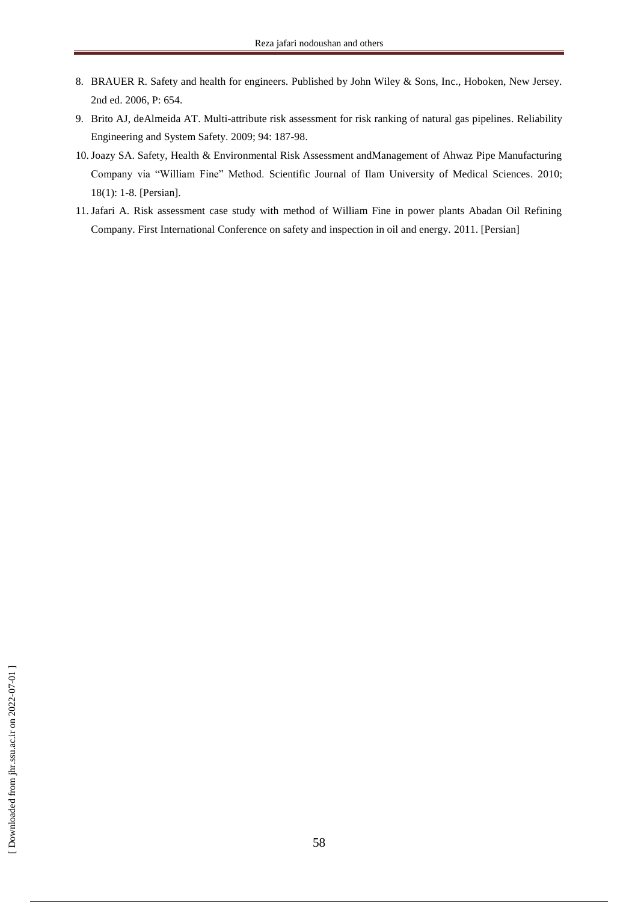8. BRAUER R. Safety and health for engineers. Published by John Wiley & Sons, Inc., Hoboken, New Jersey. 2nd ed. 2006, P: 654.
9. Brito AJ, deAlmeida AT. Multi-attribute risk assessment for risk ranking of natural gas pipelines. Reliability Engineering and System Safety. 2009; 94: 187-98.
10. Joazy SA. Safety, Health & Environmental Risk Assessment andManagement of Ahwaz Pipe Manufacturing Company via "William Fine" Method. Scientific Journal of Ilam University of Medical Sciences. 2010; 18(1): 1-8. [Persian].
11. Jafari A. Risk assessment case study with method of William Fine in power plants Abadan Oil Refining Company. First International Conference on safety and inspection in oil and energy. 2011. [Persian]